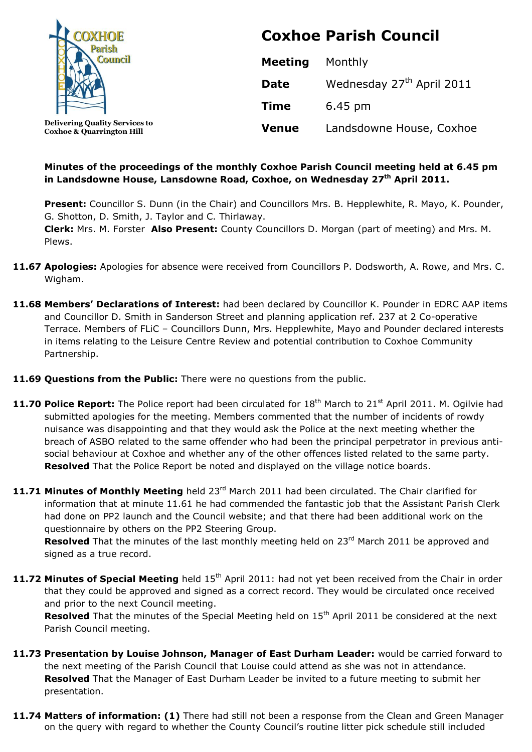Delivering Quality Services to Coxhoe & Quarrington Hill

# Coxhoe Parish Council

| | |
|---|---|
| **Meeting** | Monthly |
| **Date** | Wednesday 27th April 2011 |
| **Time** | 6.45 pm |
| **Venue** | Landsdowne House, Coxhoe |

**Minutes of the proceedings of the monthly Coxhoe Parish Council meeting held at 6.45 pm in Landsdowne House, Lansdowne Road, Coxhoe, on Wednesday 27th April 2011.**

**Present:** Councillor S. Dunn (in the Chair) and Councillors Mrs. B. Hepplewhite, R. Mayo, K. Pounder, G. Shotton, D. Smith, J. Taylor and C. Thirlaway.
**Clerk:** Mrs. M. Forster **Also Present:** County Councillors D. Morgan (part of meeting) and Mrs. M. Plews.

**11.67 Apologies:** Apologies for absence were received from Councillors P. Dodsworth, A. Rowe, and Mrs. C. Wigham.

**11.68 Members' Declarations of Interest:** had been declared by Councillor K. Pounder in EDRC AAP items and Councillor D. Smith in Sanderson Street and planning application ref. 237 at 2 Co-operative Terrace. Members of FLiC – Councillors Dunn, Mrs. Hepplewhite, Mayo and Pounder declared interests in items relating to the Leisure Centre Review and potential contribution to Coxhoe Community Partnership.

**11.69 Questions from the Public:** There were no questions from the public.

**11.70 Police Report:** The Police report had been circulated for 18th March to 21st April 2011. M. Ogilvie had submitted apologies for the meeting. Members commented that the number of incidents of rowdy nuisance was disappointing and that they would ask the Police at the next meeting whether the breach of ASBO related to the same offender who had been the principal perpetrator in previous anti-social behaviour at Coxhoe and whether any of the other offences listed related to the same party.
**Resolved** That the Police Report be noted and displayed on the village notice boards.

**11.71 Minutes of Monthly Meeting** held 23rd March 2011 had been circulated. The Chair clarified for information that at minute 11.61 he had commended the fantastic job that the Assistant Parish Clerk had done on PP2 launch and the Council website; and that there had been additional work on the questionnaire by others on the PP2 Steering Group.
**Resolved** That the minutes of the last monthly meeting held on 23rd March 2011 be approved and signed as a true record.

**11.72 Minutes of Special Meeting** held 15th April 2011: had not yet been received from the Chair in order that they could be approved and signed as a correct record. They would be circulated once received and prior to the next Council meeting.
**Resolved** That the minutes of the Special Meeting held on 15th April 2011 be considered at the next Parish Council meeting.

**11.73 Presentation by Louise Johnson, Manager of East Durham Leader:** would be carried forward to the next meeting of the Parish Council that Louise could attend as she was not in attendance.
**Resolved** That the Manager of East Durham Leader be invited to a future meeting to submit her presentation.

**11.74 Matters of information: (1)** There had still not been a response from the Clean and Green Manager on the query with regard to whether the County Council's routine litter pick schedule still included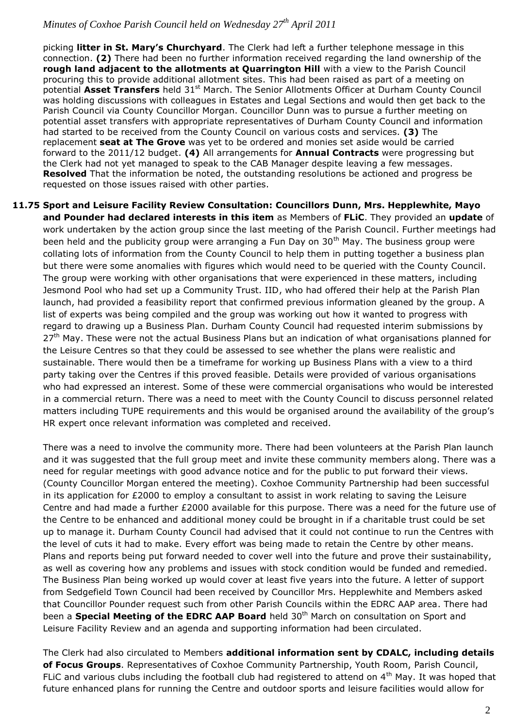picking **litter in St. Mary's Churchyard**. The Clerk had left a further telephone message in this connection. **(2)** There had been no further information received regarding the land ownership of the **rough land adjacent to the allotments at Quarrington Hill** with a view to the Parish Council procuring this to provide additional allotment sites. This had been raised as part of a meeting on potential **Asset Transfers** held 31st March. The Senior Allotments Officer at Durham County Council was holding discussions with colleagues in Estates and Legal Sections and would then get back to the Parish Council via County Councillor Morgan. Councillor Dunn was to pursue a further meeting on potential asset transfers with appropriate representatives of Durham County Council and information had started to be received from the County Council on various costs and services. **(3)** The replacement **seat at The Grove** was yet to be ordered and monies set aside would be carried forward to the 2011/12 budget. **(4)** All arrangements for **Annual Contracts** were progressing but the Clerk had not yet managed to speak to the CAB Manager despite leaving a few messages. **Resolved** That the information be noted, the outstanding resolutions be actioned and progress be requested on those issues raised with other parties.

**11.75 Sport and Leisure Facility Review Consultation: Councillors Dunn, Mrs. Hepplewhite, Mayo and Pounder had declared interests in this item** as Members of **FLiC**. They provided an **update** of work undertaken by the action group since the last meeting of the Parish Council. Further meetings had been held and the publicity group were arranging a Fun Day on 30th May. The business group were collating lots of information from the County Council to help them in putting together a business plan but there were some anomalies with figures which would need to be queried with the County Council. The group were working with other organisations that were experienced in these matters, including Jesmond Pool who had set up a Community Trust. IID, who had offered their help at the Parish Plan launch, had provided a feasibility report that confirmed previous information gleaned by the group. A list of experts was being compiled and the group was working out how it wanted to progress with regard to drawing up a Business Plan. Durham County Council had requested interim submissions by 27th May. These were not the actual Business Plans but an indication of what organisations planned for the Leisure Centres so that they could be assessed to see whether the plans were realistic and sustainable. There would then be a timeframe for working up Business Plans with a view to a third party taking over the Centres if this proved feasible. Details were provided of various organisations who had expressed an interest. Some of these were commercial organisations who would be interested in a commercial return. There was a need to meet with the County Council to discuss personnel related matters including TUPE requirements and this would be organised around the availability of the group's HR expert once relevant information was completed and received.

There was a need to involve the community more. There had been volunteers at the Parish Plan launch and it was suggested that the full group meet and invite these community members along. There was a need for regular meetings with good advance notice and for the public to put forward their views. (County Councillor Morgan entered the meeting). Coxhoe Community Partnership had been successful in its application for £2000 to employ a consultant to assist in work relating to saving the Leisure Centre and had made a further £2000 available for this purpose. There was a need for the future use of the Centre to be enhanced and additional money could be brought in if a charitable trust could be set up to manage it. Durham County Council had advised that it could not continue to run the Centres with the level of cuts it had to make. Every effort was being made to retain the Centre by other means. Plans and reports being put forward needed to cover well into the future and prove their sustainability, as well as covering how any problems and issues with stock condition would be funded and remedied. The Business Plan being worked up would cover at least five years into the future. A letter of support from Sedgefield Town Council had been received by Councillor Mrs. Hepplewhite and Members asked that Councillor Pounder request such from other Parish Councils within the EDRC AAP area. There had been a **Special Meeting of the EDRC AAP Board** held 30th March on consultation on Sport and Leisure Facility Review and an agenda and supporting information had been circulated.

The Clerk had also circulated to Members **additional information sent by CDALC, including details of Focus Groups**. Representatives of Coxhoe Community Partnership, Youth Room, Parish Council, FLiC and various clubs including the football club had registered to attend on 4th May. It was hoped that future enhanced plans for running the Centre and outdoor sports and leisure facilities would allow for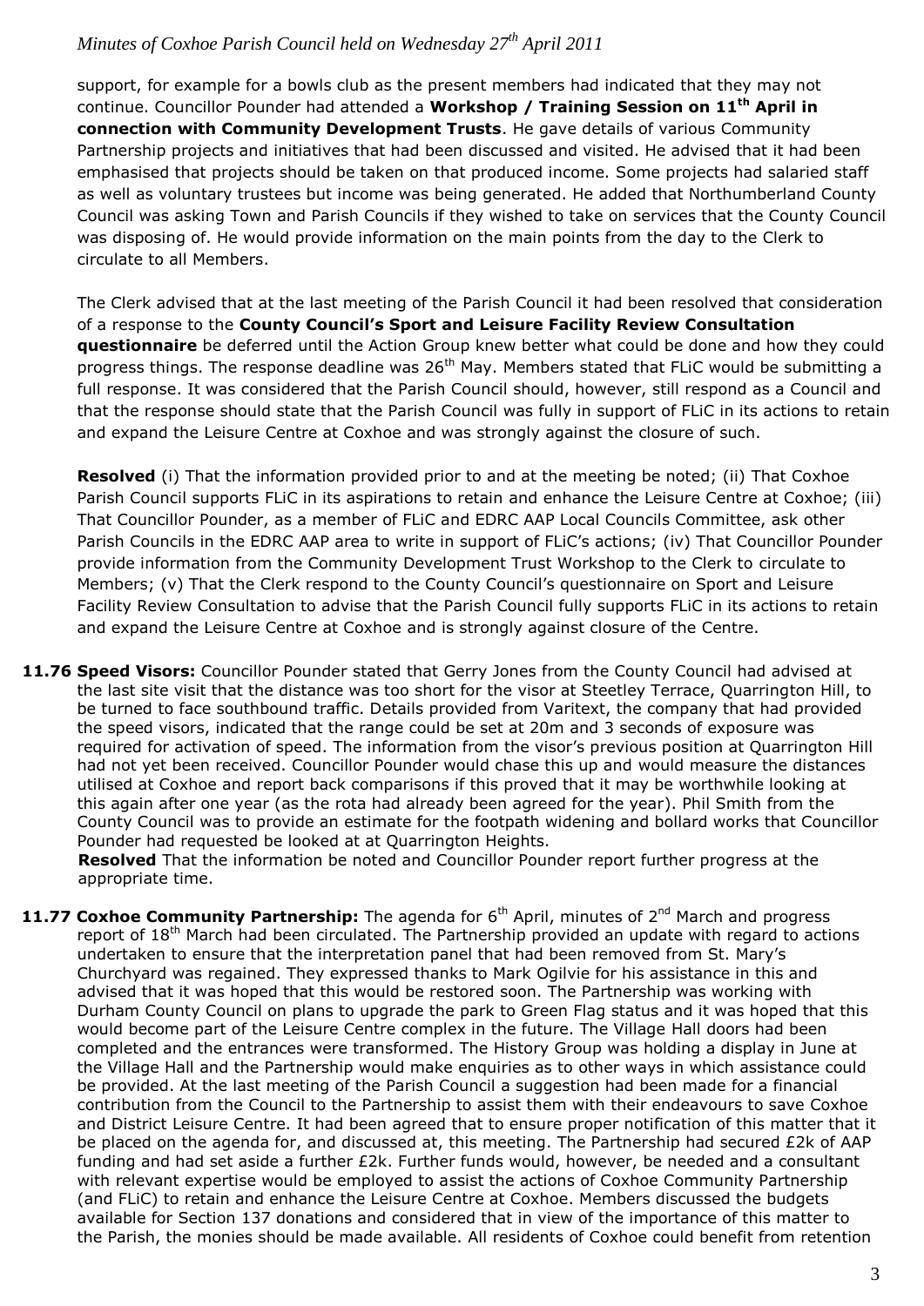support, for example for a bowls club as the present members had indicated that they may not continue. Councillor Pounder had attended a **Workshop / Training Session on 11th April in connection with Community Development Trusts**. He gave details of various Community Partnership projects and initiatives that had been discussed and visited. He advised that it had been emphasised that projects should be taken on that produced income. Some projects had salaried staff as well as voluntary trustees but income was being generated. He added that Northumberland County Council was asking Town and Parish Councils if they wished to take on services that the County Council was disposing of. He would provide information on the main points from the day to the Clerk to circulate to all Members.

The Clerk advised that at the last meeting of the Parish Council it had been resolved that consideration of a response to the **County Council's Sport and Leisure Facility Review Consultation questionnaire** be deferred until the Action Group knew better what could be done and how they could progress things. The response deadline was 26th May. Members stated that FLiC would be submitting a full response. It was considered that the Parish Council should, however, still respond as a Council and that the response should state that the Parish Council was fully in support of FLiC in its actions to retain and expand the Leisure Centre at Coxhoe and was strongly against the closure of such.

**Resolved** (i) That the information provided prior to and at the meeting be noted; (ii) That Coxhoe Parish Council supports FLiC in its aspirations to retain and enhance the Leisure Centre at Coxhoe; (iii) That Councillor Pounder, as a member of FLiC and EDRC AAP Local Councils Committee, ask other Parish Councils in the EDRC AAP area to write in support of FLiC's actions; (iv) That Councillor Pounder provide information from the Community Development Trust Workshop to the Clerk to circulate to Members; (v) That the Clerk respond to the County Council's questionnaire on Sport and Leisure Facility Review Consultation to advise that the Parish Council fully supports FLiC in its actions to retain and expand the Leisure Centre at Coxhoe and is strongly against closure of the Centre.

**11.76 Speed Visors:** Councillor Pounder stated that Gerry Jones from the County Council had advised at the last site visit that the distance was too short for the visor at Steetley Terrace, Quarrington Hill, to be turned to face southbound traffic. Details provided from Varitext, the company that had provided the speed visors, indicated that the range could be set at 20m and 3 seconds of exposure was required for activation of speed. The information from the visor's previous position at Quarrington Hill had not yet been received. Councillor Pounder would chase this up and would measure the distances utilised at Coxhoe and report back comparisons if this proved that it may be worthwhile looking at this again after one year (as the rota had already been agreed for the year). Phil Smith from the County Council was to provide an estimate for the footpath widening and bollard works that Councillor Pounder had requested be looked at at Quarrington Heights.
**Resolved** That the information be noted and Councillor Pounder report further progress at the appropriate time.

**11.77 Coxhoe Community Partnership:** The agenda for 6th April, minutes of 2nd March and progress report of 18th March had been circulated. The Partnership provided an update with regard to actions undertaken to ensure that the interpretation panel that had been removed from St. Mary's Churchyard was regained. They expressed thanks to Mark Ogilvie for his assistance in this and advised that it was hoped that this would be restored soon. The Partnership was working with Durham County Council on plans to upgrade the park to Green Flag status and it was hoped that this would become part of the Leisure Centre complex in the future. The Village Hall doors had been completed and the entrances were transformed. The History Group was holding a display in June at the Village Hall and the Partnership would make enquiries as to other ways in which assistance could be provided. At the last meeting of the Parish Council a suggestion had been made for a financial contribution from the Council to the Partnership to assist them with their endeavours to save Coxhoe and District Leisure Centre. It had been agreed that to ensure proper notification of this matter that it be placed on the agenda for, and discussed at, this meeting. The Partnership had secured £2k of AAP funding and had set aside a further £2k. Further funds would, however, be needed and a consultant with relevant expertise would be employed to assist the actions of Coxhoe Community Partnership (and FLiC) to retain and enhance the Leisure Centre at Coxhoe. Members discussed the budgets available for Section 137 donations and considered that in view of the importance of this matter to the Parish, the monies should be made available. All residents of Coxhoe could benefit from retention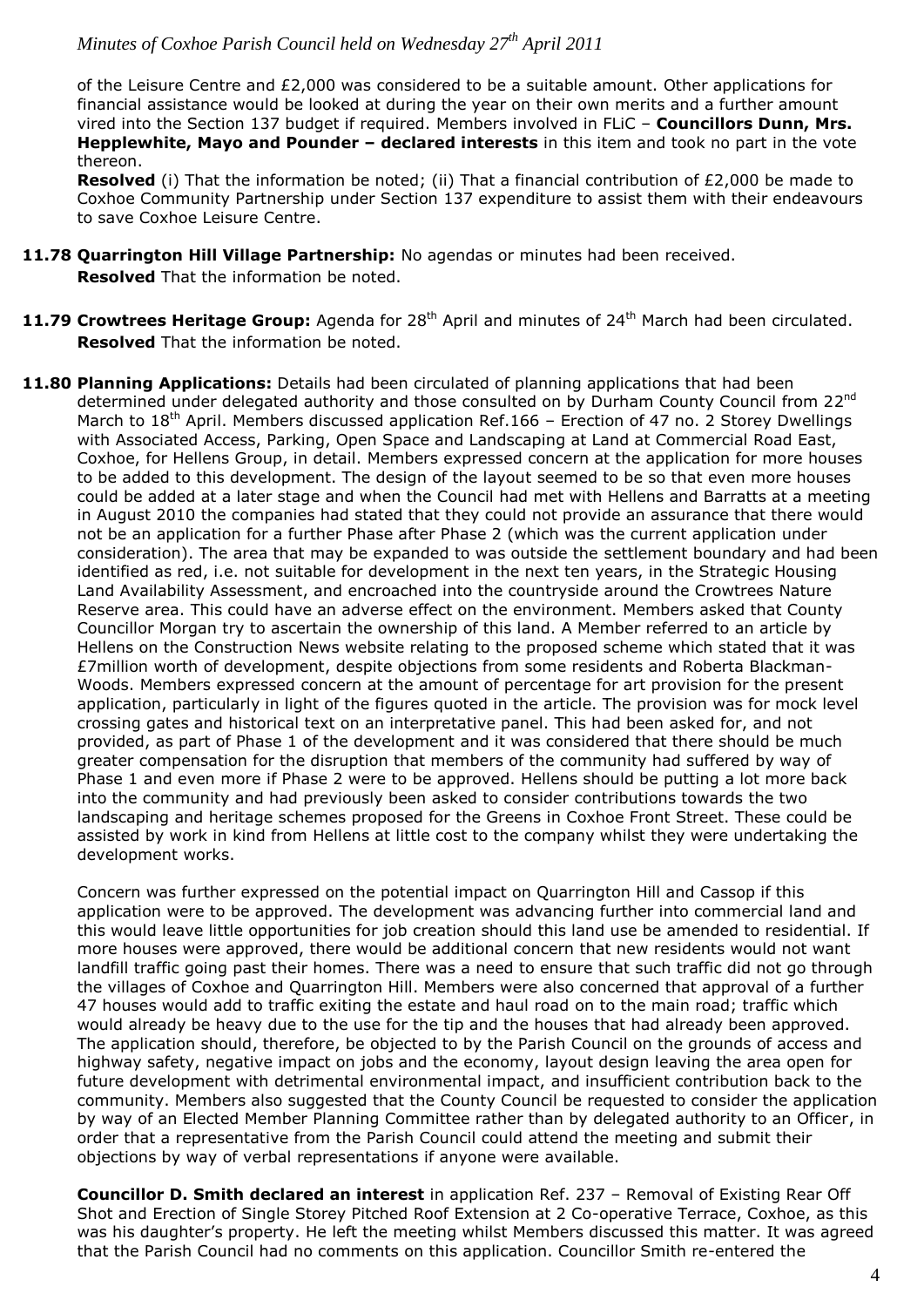of the Leisure Centre and £2,000 was considered to be a suitable amount. Other applications for financial assistance would be looked at during the year on their own merits and a further amount vired into the Section 137 budget if required. Members involved in FLiC – **Councillors Dunn, Mrs. Hepplewhite, Mayo and Pounder – declared interests** in this item and took no part in the vote thereon.

**Resolved** (i) That the information be noted; (ii) That a financial contribution of £2,000 be made to Coxhoe Community Partnership under Section 137 expenditure to assist them with their endeavours to save Coxhoe Leisure Centre.

**11.78 Quarrington Hill Village Partnership:** No agendas or minutes had been received.
**Resolved** That the information be noted.

**11.79 Crowtrees Heritage Group:** Agenda for 28th April and minutes of 24th March had been circulated.
**Resolved** That the information be noted.

**11.80 Planning Applications:** Details had been circulated of planning applications that had been determined under delegated authority and those consulted on by Durham County Council from 22nd March to 18th April. Members discussed application Ref.166 – Erection of 47 no. 2 Storey Dwellings with Associated Access, Parking, Open Space and Landscaping at Land at Commercial Road East, Coxhoe, for Hellens Group, in detail. Members expressed concern at the application for more houses to be added to this development. The design of the layout seemed to be so that even more houses could be added at a later stage and when the Council had met with Hellens and Barratts at a meeting in August 2010 the companies had stated that they could not provide an assurance that there would not be an application for a further Phase after Phase 2 (which was the current application under consideration). The area that may be expanded to was outside the settlement boundary and had been identified as red, i.e. not suitable for development in the next ten years, in the Strategic Housing Land Availability Assessment, and encroached into the countryside around the Crowtrees Nature Reserve area. This could have an adverse effect on the environment. Members asked that County Councillor Morgan try to ascertain the ownership of this land. A Member referred to an article by Hellens on the Construction News website relating to the proposed scheme which stated that it was £7million worth of development, despite objections from some residents and Roberta Blackman-Woods. Members expressed concern at the amount of percentage for art provision for the present application, particularly in light of the figures quoted in the article. The provision was for mock level crossing gates and historical text on an interpretative panel. This had been asked for, and not provided, as part of Phase 1 of the development and it was considered that there should be much greater compensation for the disruption that members of the community had suffered by way of Phase 1 and even more if Phase 2 were to be approved. Hellens should be putting a lot more back into the community and had previously been asked to consider contributions towards the two landscaping and heritage schemes proposed for the Greens in Coxhoe Front Street. These could be assisted by work in kind from Hellens at little cost to the company whilst they were undertaking the development works.

Concern was further expressed on the potential impact on Quarrington Hill and Cassop if this application were to be approved. The development was advancing further into commercial land and this would leave little opportunities for job creation should this land use be amended to residential. If more houses were approved, there would be additional concern that new residents would not want landfill traffic going past their homes. There was a need to ensure that such traffic did not go through the villages of Coxhoe and Quarrington Hill. Members were also concerned that approval of a further 47 houses would add to traffic exiting the estate and haul road on to the main road; traffic which would already be heavy due to the use for the tip and the houses that had already been approved. The application should, therefore, be objected to by the Parish Council on the grounds of access and highway safety, negative impact on jobs and the economy, layout design leaving the area open for future development with detrimental environmental impact, and insufficient contribution back to the community. Members also suggested that the County Council be requested to consider the application by way of an Elected Member Planning Committee rather than by delegated authority to an Officer, in order that a representative from the Parish Council could attend the meeting and submit their objections by way of verbal representations if anyone were available.

**Councillor D. Smith declared an interest** in application Ref. 237 – Removal of Existing Rear Off Shot and Erection of Single Storey Pitched Roof Extension at 2 Co-operative Terrace, Coxhoe, as this was his daughter's property. He left the meeting whilst Members discussed this matter. It was agreed that the Parish Council had no comments on this application. Councillor Smith re-entered the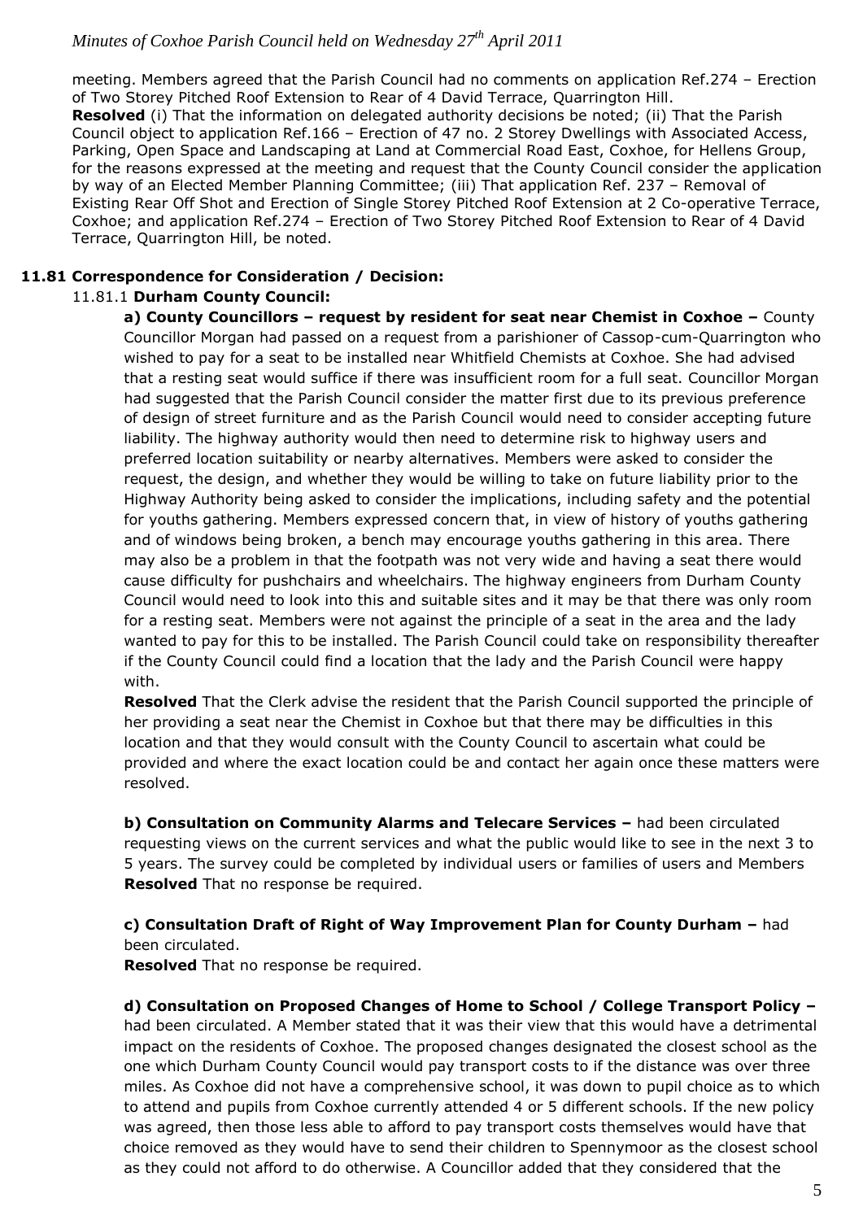meeting. Members agreed that the Parish Council had no comments on application Ref.274 – Erection of Two Storey Pitched Roof Extension to Rear of 4 David Terrace, Quarrington Hill.

**Resolved** (i) That the information on delegated authority decisions be noted; (ii) That the Parish Council object to application Ref.166 – Erection of 47 no. 2 Storey Dwellings with Associated Access, Parking, Open Space and Landscaping at Land at Commercial Road East, Coxhoe, for Hellens Group, for the reasons expressed at the meeting and request that the County Council consider the application by way of an Elected Member Planning Committee; (iii) That application Ref. 237 – Removal of Existing Rear Off Shot and Erection of Single Storey Pitched Roof Extension at 2 Co-operative Terrace, Coxhoe; and application Ref.274 – Erection of Two Storey Pitched Roof Extension to Rear of 4 David Terrace, Quarrington Hill, be noted.

### 11.81 Correspondence for Consideration / Decision:

11.81.1 **Durham County Council:**

**a) County Councillors – request by resident for seat near Chemist in Coxhoe –** County Councillor Morgan had passed on a request from a parishioner of Cassop-cum-Quarrington who wished to pay for a seat to be installed near Whitfield Chemists at Coxhoe. She had advised that a resting seat would suffice if there was insufficient room for a full seat. Councillor Morgan had suggested that the Parish Council consider the matter first due to its previous preference of design of street furniture and as the Parish Council would need to consider accepting future liability. The highway authority would then need to determine risk to highway users and preferred location suitability or nearby alternatives. Members were asked to consider the request, the design, and whether they would be willing to take on future liability prior to the Highway Authority being asked to consider the implications, including safety and the potential for youths gathering. Members expressed concern that, in view of history of youths gathering and of windows being broken, a bench may encourage youths gathering in this area. There may also be a problem in that the footpath was not very wide and having a seat there would cause difficulty for pushchairs and wheelchairs. The highway engineers from Durham County Council would need to look into this and suitable sites and it may be that there was only room for a resting seat. Members were not against the principle of a seat in the area and the lady wanted to pay for this to be installed. The Parish Council could take on responsibility thereafter if the County Council could find a location that the lady and the Parish Council were happy with.

**Resolved** That the Clerk advise the resident that the Parish Council supported the principle of her providing a seat near the Chemist in Coxhoe but that there may be difficulties in this location and that they would consult with the County Council to ascertain what could be provided and where the exact location could be and contact her again once these matters were resolved.

**b) Consultation on Community Alarms and Telecare Services –** had been circulated requesting views on the current services and what the public would like to see in the next 3 to 5 years. The survey could be completed by individual users or families of users and Members **Resolved** That no response be required.

**c) Consultation Draft of Right of Way Improvement Plan for County Durham –** had been circulated.

**Resolved** That no response be required.

**d) Consultation on Proposed Changes of Home to School / College Transport Policy –** had been circulated. A Member stated that it was their view that this would have a detrimental impact on the residents of Coxhoe. The proposed changes designated the closest school as the one which Durham County Council would pay transport costs to if the distance was over three miles. As Coxhoe did not have a comprehensive school, it was down to pupil choice as to which to attend and pupils from Coxhoe currently attended 4 or 5 different schools. If the new policy was agreed, then those less able to afford to pay transport costs themselves would have that choice removed as they would have to send their children to Spennymoor as the closest school as they could not afford to do otherwise. A Councillor added that they considered that the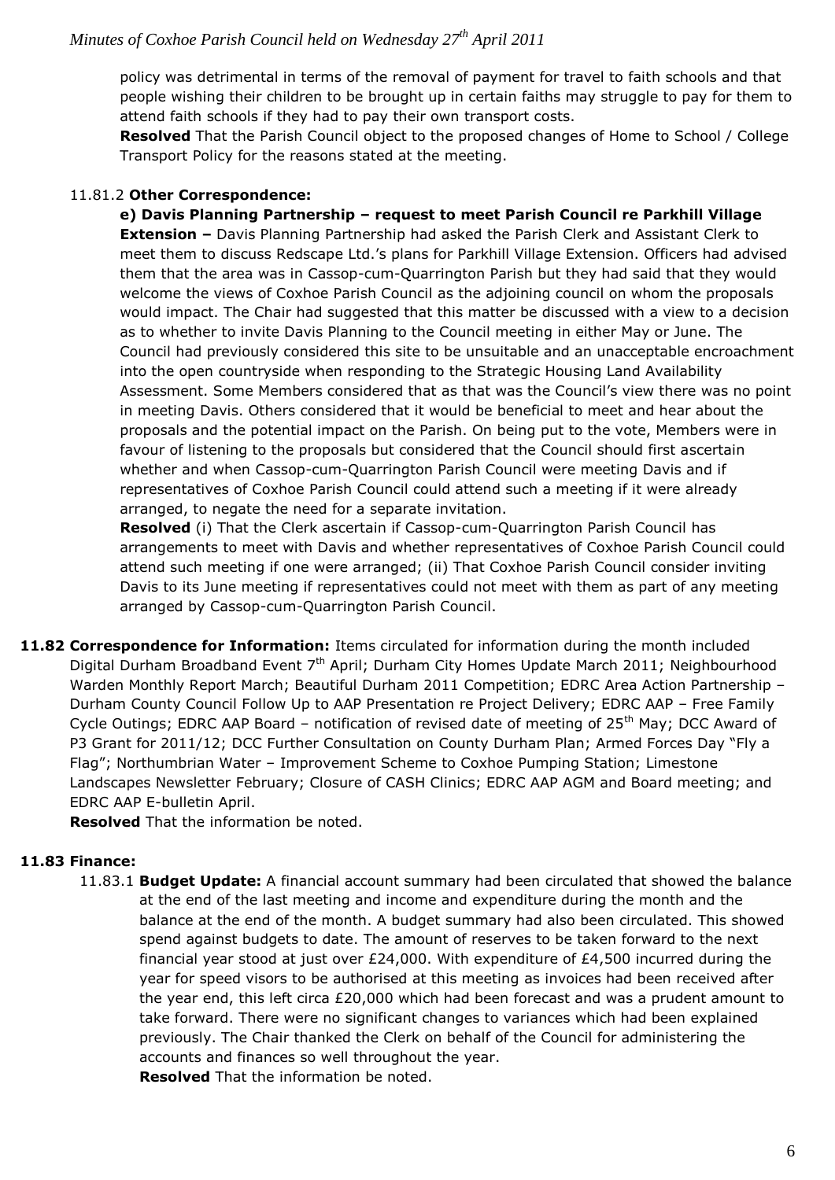policy was detrimental in terms of the removal of payment for travel to faith schools and that people wishing their children to be brought up in certain faiths may struggle to pay for them to attend faith schools if they had to pay their own transport costs.

**Resolved** That the Parish Council object to the proposed changes of Home to School / College Transport Policy for the reasons stated at the meeting.

11.81.2 **Other Correspondence:**

**e) Davis Planning Partnership – request to meet Parish Council re Parkhill Village Extension –** Davis Planning Partnership had asked the Parish Clerk and Assistant Clerk to meet them to discuss Redscape Ltd.'s plans for Parkhill Village Extension. Officers had advised them that the area was in Cassop-cum-Quarrington Parish but they had said that they would welcome the views of Coxhoe Parish Council as the adjoining council on whom the proposals would impact. The Chair had suggested that this matter be discussed with a view to a decision as to whether to invite Davis Planning to the Council meeting in either May or June. The Council had previously considered this site to be unsuitable and an unacceptable encroachment into the open countryside when responding to the Strategic Housing Land Availability Assessment. Some Members considered that as that was the Council's view there was no point in meeting Davis. Others considered that it would be beneficial to meet and hear about the proposals and the potential impact on the Parish. On being put to the vote, Members were in favour of listening to the proposals but considered that the Council should first ascertain whether and when Cassop-cum-Quarrington Parish Council were meeting Davis and if representatives of Coxhoe Parish Council could attend such a meeting if it were already arranged, to negate the need for a separate invitation.

**Resolved** (i) That the Clerk ascertain if Cassop-cum-Quarrington Parish Council has arrangements to meet with Davis and whether representatives of Coxhoe Parish Council could attend such meeting if one were arranged; (ii) That Coxhoe Parish Council consider inviting Davis to its June meeting if representatives could not meet with them as part of any meeting arranged by Cassop-cum-Quarrington Parish Council.

**11.82 Correspondence for Information:** Items circulated for information during the month included Digital Durham Broadband Event 7th April; Durham City Homes Update March 2011; Neighbourhood Warden Monthly Report March; Beautiful Durham 2011 Competition; EDRC Area Action Partnership – Durham County Council Follow Up to AAP Presentation re Project Delivery; EDRC AAP – Free Family Cycle Outings; EDRC AAP Board – notification of revised date of meeting of 25th May; DCC Award of P3 Grant for 2011/12; DCC Further Consultation on County Durham Plan; Armed Forces Day "Fly a Flag"; Northumbrian Water – Improvement Scheme to Coxhoe Pumping Station; Limestone Landscapes Newsletter February; Closure of CASH Clinics; EDRC AAP AGM and Board meeting; and EDRC AAP E-bulletin April.

**Resolved** That the information be noted.

**11.83 Finance:**

11.83.1 **Budget Update:** A financial account summary had been circulated that showed the balance at the end of the last meeting and income and expenditure during the month and the balance at the end of the month. A budget summary had also been circulated. This showed spend against budgets to date. The amount of reserves to be taken forward to the next financial year stood at just over £24,000. With expenditure of £4,500 incurred during the year for speed visors to be authorised at this meeting as invoices had been received after the year end, this left circa £20,000 which had been forecast and was a prudent amount to take forward. There were no significant changes to variances which had been explained previously. The Chair thanked the Clerk on behalf of the Council for administering the accounts and finances so well throughout the year.

**Resolved** That the information be noted.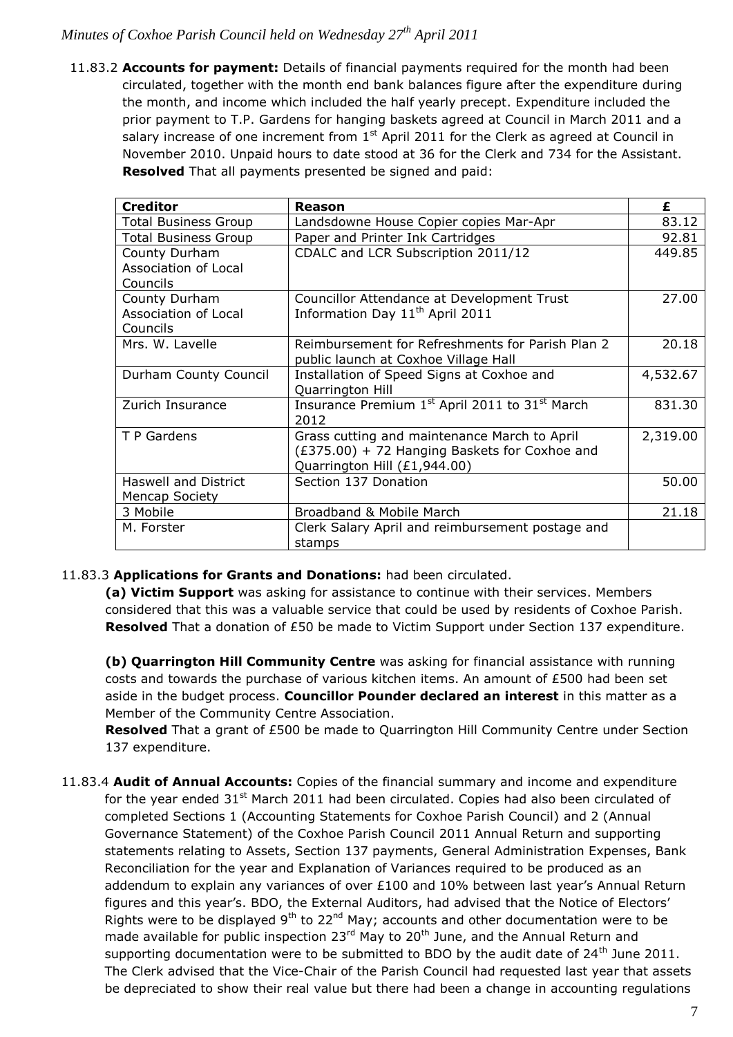11.83.2 **Accounts for payment:** Details of financial payments required for the month had been circulated, together with the month end bank balances figure after the expenditure during the month, and income which included the half yearly precept. Expenditure included the prior payment to T.P. Gardens for hanging baskets agreed at Council in March 2011 and a salary increase of one increment from 1st April 2011 for the Clerk as agreed at Council in November 2010. Unpaid hours to date stood at 36 for the Clerk and 734 for the Assistant. **Resolved** That all payments presented be signed and paid:

| Creditor | Reason | £ |
|---|---|---|
| Total Business Group | Landsdowne House Copier copies Mar-Apr | 83.12 |
| Total Business Group | Paper and Printer Ink Cartridges | 92.81 |
| County Durham Association of Local Councils | CDALC and LCR Subscription 2011/12 | 449.85 |
| County Durham Association of Local Councils | Councillor Attendance at Development Trust Information Day 11th April 2011 | 27.00 |
| Mrs. W. Lavelle | Reimbursement for Refreshments for Parish Plan 2 public launch at Coxhoe Village Hall | 20.18 |
| Durham County Council | Installation of Speed Signs at Coxhoe and Quarrington Hill | 4,532.67 |
| Zurich Insurance | Insurance Premium 1st April 2011 to 31st March 2012 | 831.30 |
| T P Gardens | Grass cutting and maintenance March to April (£375.00) + 72 Hanging Baskets for Coxhoe and Quarrington Hill (£1,944.00) | 2,319.00 |
| Haswell and District Mencap Society | Section 137 Donation | 50.00 |
| 3 Mobile | Broadband & Mobile March | 21.18 |
| M. Forster | Clerk Salary April and reimbursement postage and stamps | |

11.83.3 **Applications for Grants and Donations:** had been circulated.

**(a) Victim Support** was asking for assistance to continue with their services. Members considered that this was a valuable service that could be used by residents of Coxhoe Parish. **Resolved** That a donation of £50 be made to Victim Support under Section 137 expenditure.

**(b) Quarrington Hill Community Centre** was asking for financial assistance with running costs and towards the purchase of various kitchen items. An amount of £500 had been set aside in the budget process. **Councillor Pounder declared an interest** in this matter as a Member of the Community Centre Association.

**Resolved** That a grant of £500 be made to Quarrington Hill Community Centre under Section 137 expenditure.

11.83.4 **Audit of Annual Accounts:** Copies of the financial summary and income and expenditure for the year ended 31st March 2011 had been circulated. Copies had also been circulated of completed Sections 1 (Accounting Statements for Coxhoe Parish Council) and 2 (Annual Governance Statement) of the Coxhoe Parish Council 2011 Annual Return and supporting statements relating to Assets, Section 137 payments, General Administration Expenses, Bank Reconciliation for the year and Explanation of Variances required to be produced as an addendum to explain any variances of over £100 and 10% between last year's Annual Return figures and this year's. BDO, the External Auditors, had advised that the Notice of Electors' Rights were to be displayed 9th to 22nd May; accounts and other documentation were to be made available for public inspection 23rd May to 20th June, and the Annual Return and supporting documentation were to be submitted to BDO by the audit date of 24th June 2011. The Clerk advised that the Vice-Chair of the Parish Council had requested last year that assets be depreciated to show their real value but there had been a change in accounting regulations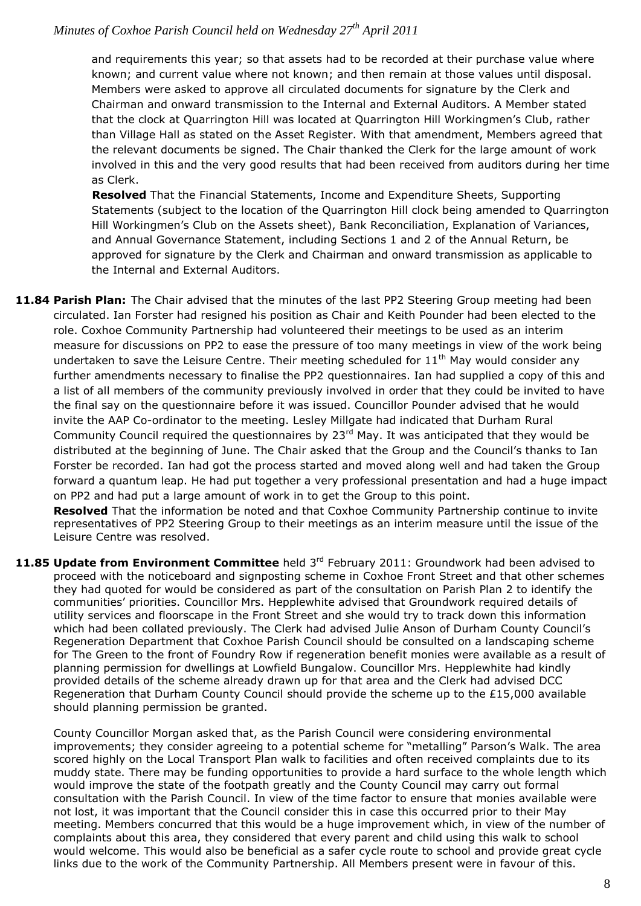and requirements this year; so that assets had to be recorded at their purchase value where known; and current value where not known; and then remain at those values until disposal. Members were asked to approve all circulated documents for signature by the Clerk and Chairman and onward transmission to the Internal and External Auditors. A Member stated that the clock at Quarrington Hill was located at Quarrington Hill Workingmen's Club, rather than Village Hall as stated on the Asset Register. With that amendment, Members agreed that the relevant documents be signed. The Chair thanked the Clerk for the large amount of work involved in this and the very good results that had been received from auditors during her time as Clerk.

**Resolved** That the Financial Statements, Income and Expenditure Sheets, Supporting Statements (subject to the location of the Quarrington Hill clock being amended to Quarrington Hill Workingmen's Club on the Assets sheet), Bank Reconciliation, Explanation of Variances, and Annual Governance Statement, including Sections 1 and 2 of the Annual Return, be approved for signature by the Clerk and Chairman and onward transmission as applicable to the Internal and External Auditors.

**11.84 Parish Plan:** The Chair advised that the minutes of the last PP2 Steering Group meeting had been circulated. Ian Forster had resigned his position as Chair and Keith Pounder had been elected to the role. Coxhoe Community Partnership had volunteered their meetings to be used as an interim measure for discussions on PP2 to ease the pressure of too many meetings in view of the work being undertaken to save the Leisure Centre. Their meeting scheduled for 11th May would consider any further amendments necessary to finalise the PP2 questionnaires. Ian had supplied a copy of this and a list of all members of the community previously involved in order that they could be invited to have the final say on the questionnaire before it was issued. Councillor Pounder advised that he would invite the AAP Co-ordinator to the meeting. Lesley Millgate had indicated that Durham Rural Community Council required the questionnaires by 23rd May. It was anticipated that they would be distributed at the beginning of June. The Chair asked that the Group and the Council's thanks to Ian Forster be recorded. Ian had got the process started and moved along well and had taken the Group forward a quantum leap. He had put together a very professional presentation and had a huge impact on PP2 and had put a large amount of work in to get the Group to this point.

**Resolved** That the information be noted and that Coxhoe Community Partnership continue to invite representatives of PP2 Steering Group to their meetings as an interim measure until the issue of the Leisure Centre was resolved.

**11.85 Update from Environment Committee** held 3rd February 2011: Groundwork had been advised to proceed with the noticeboard and signposting scheme in Coxhoe Front Street and that other schemes they had quoted for would be considered as part of the consultation on Parish Plan 2 to identify the communities' priorities. Councillor Mrs. Hepplewhite advised that Groundwork required details of utility services and floorscape in the Front Street and she would try to track down this information which had been collated previously. The Clerk had advised Julie Anson of Durham County Council's Regeneration Department that Coxhoe Parish Council should be consulted on a landscaping scheme for The Green to the front of Foundry Row if regeneration benefit monies were available as a result of planning permission for dwellings at Lowfield Bungalow. Councillor Mrs. Hepplewhite had kindly provided details of the scheme already drawn up for that area and the Clerk had advised DCC Regeneration that Durham County Council should provide the scheme up to the £15,000 available should planning permission be granted.

County Councillor Morgan asked that, as the Parish Council were considering environmental improvements; they consider agreeing to a potential scheme for "metalling" Parson's Walk. The area scored highly on the Local Transport Plan walk to facilities and often received complaints due to its muddy state. There may be funding opportunities to provide a hard surface to the whole length which would improve the state of the footpath greatly and the County Council may carry out formal consultation with the Parish Council. In view of the time factor to ensure that monies available were not lost, it was important that the Council consider this in case this occurred prior to their May meeting. Members concurred that this would be a huge improvement which, in view of the number of complaints about this area, they considered that every parent and child using this walk to school would welcome. This would also be beneficial as a safer cycle route to school and provide great cycle links due to the work of the Community Partnership. All Members present were in favour of this.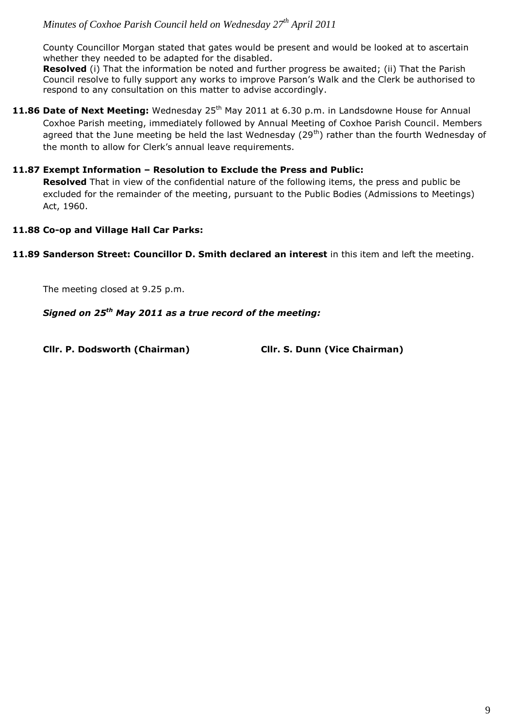County Councillor Morgan stated that gates would be present and would be looked at to ascertain whether they needed to be adapted for the disabled.

**Resolved** (i) That the information be noted and further progress be awaited; (ii) That the Parish Council resolve to fully support any works to improve Parson's Walk and the Clerk be authorised to respond to any consultation on this matter to advise accordingly.

**11.86 Date of Next Meeting:** Wednesday 25th May 2011 at 6.30 p.m. in Landsdowne House for Annual Coxhoe Parish meeting, immediately followed by Annual Meeting of Coxhoe Parish Council. Members agreed that the June meeting be held the last Wednesday (29th) rather than the fourth Wednesday of the month to allow for Clerk's annual leave requirements.

**11.87 Exempt Information – Resolution to Exclude the Press and Public:**

**Resolved** That in view of the confidential nature of the following items, the press and public be excluded for the remainder of the meeting, pursuant to the Public Bodies (Admissions to Meetings) Act, 1960.

**11.88 Co-op and Village Hall Car Parks:**

**11.89 Sanderson Street: Councillor D. Smith declared an interest** in this item and left the meeting.

The meeting closed at 9.25 p.m.

***Signed on 25th May 2011 as a true record of the meeting:***

**Cllr. P. Dodsworth (Chairman)** **Cllr. S. Dunn (Vice Chairman)**